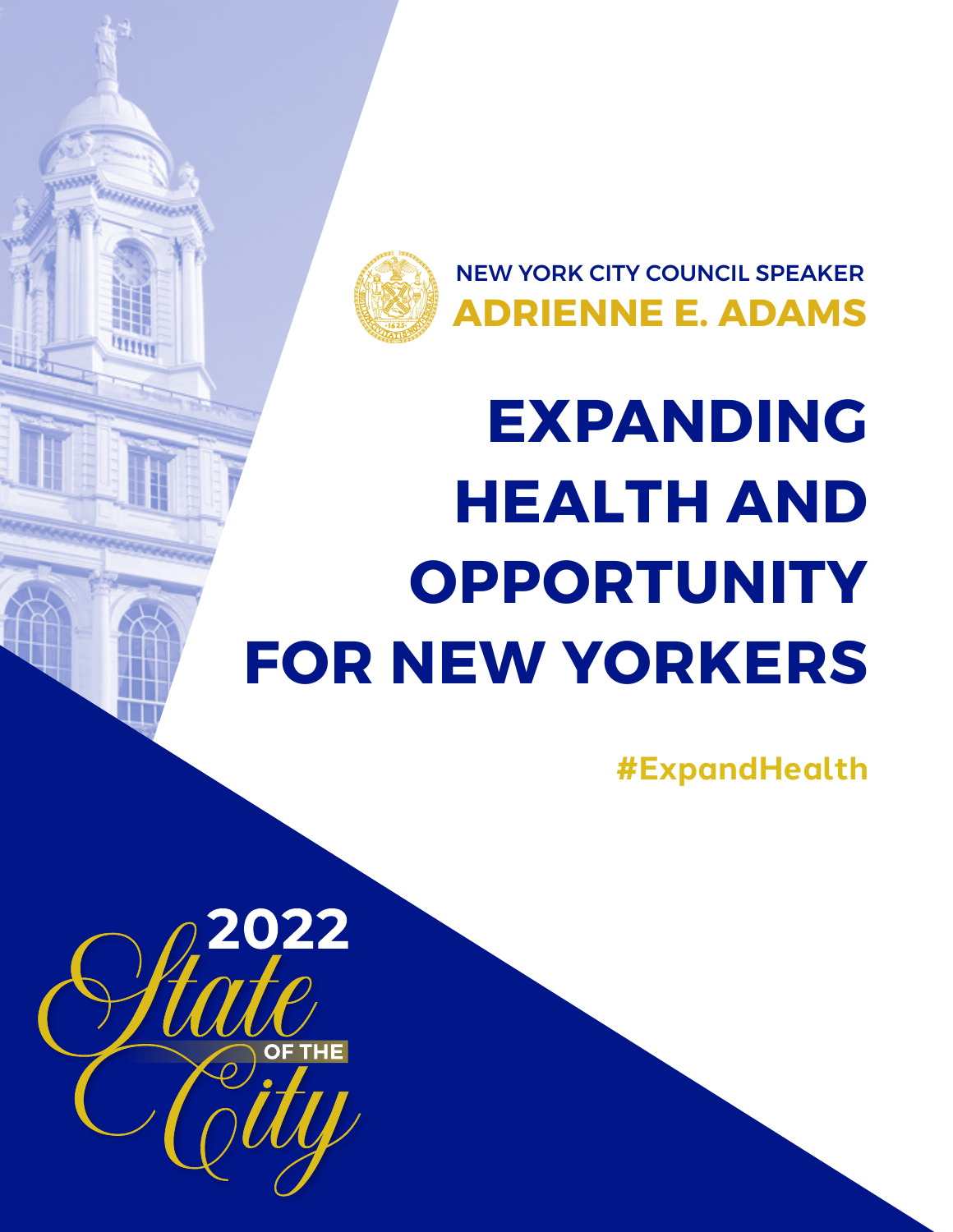NEW YORK CITY COUNCIL SPEAKER

**ADRIENNE E. ADAMS**

# EXPANDING HEALTH AND OPPORTUNITY FOR NEW YORKERS

#ExpandHealth

2022 State of the City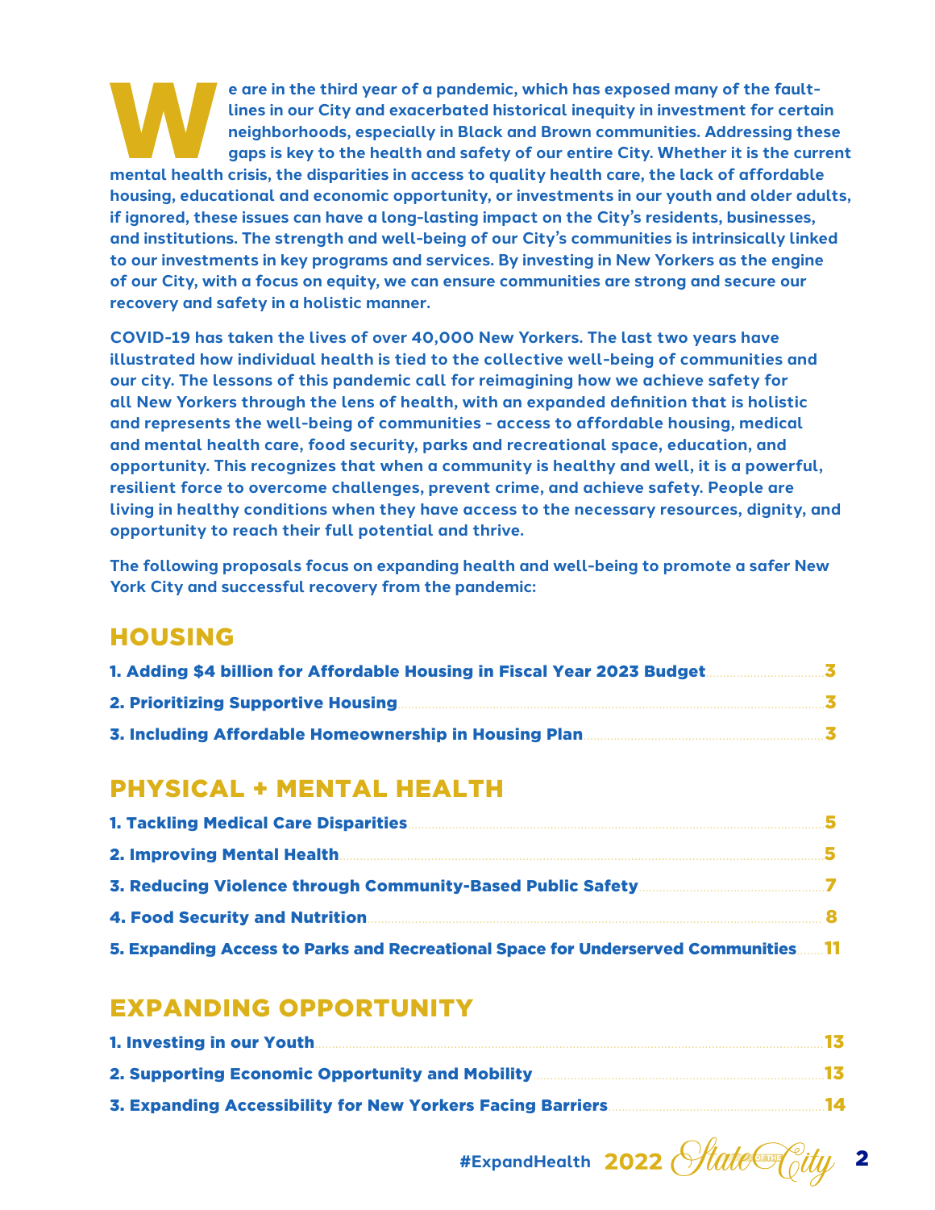We are in the third year of a pandemic, which has exposed many of the fault-lines in our City and exacerbated historical inequity in investment for certain neighborhoods, especially in Black and Brown communities. Addressing these gaps is key to the health and safety of our entire City. Whether it is the current mental health crisis, the disparities in access to quality health care, the lack of affordable housing, educational and economic opportunity, or investments in our youth and older adults, if ignored, these issues can have a long-lasting impact on the City's residents, businesses, and institutions. The strength and well-being of our City's communities is intrinsically linked to our investments in key programs and services. By investing in New Yorkers as the engine of our City, with a focus on equity, we can ensure communities are strong and secure our recovery and safety in a holistic manner.

COVID-19 has taken the lives of over 40,000 New Yorkers. The last two years have illustrated how individual health is tied to the collective well-being of communities and our city. The lessons of this pandemic call for reimagining how we achieve safety for all New Yorkers through the lens of health, with an expanded definition that is holistic and represents the well-being of communities - access to affordable housing, medical and mental health care, food security, parks and recreational space, education, and opportunity. This recognizes that when a community is healthy and well, it is a powerful, resilient force to overcome challenges, prevent crime, and achieve safety. People are living in healthy conditions when they have access to the necessary resources, dignity, and opportunity to reach their full potential and thrive.

The following proposals focus on expanding health and well-being to promote a safer New York City and successful recovery from the pandemic:

## HOUSING

1. Adding $4 billion for Affordable Housing in Fiscal Year 2023 Budget ........ 3
2. Prioritizing Supportive Housing ........ 3
3. Including Affordable Homeownership in Housing Plan ........ 3

## PHYSICAL + MENTAL HEALTH

1. Tackling Medical Care Disparities ........ 5
2. Improving Mental Health ........ 5
3. Reducing Violence through Community-Based Public Safety ........ 7
4. Food Security and Nutrition ........ 8
5. Expanding Access to Parks and Recreational Space for Underserved Communities ........ 11

## EXPANDING OPPORTUNITY

1. Investing in our Youth ........ 13
2. Supporting Economic Opportunity and Mobility ........ 13
3. Expanding Accessibility for New Yorkers Facing Barriers ........ 14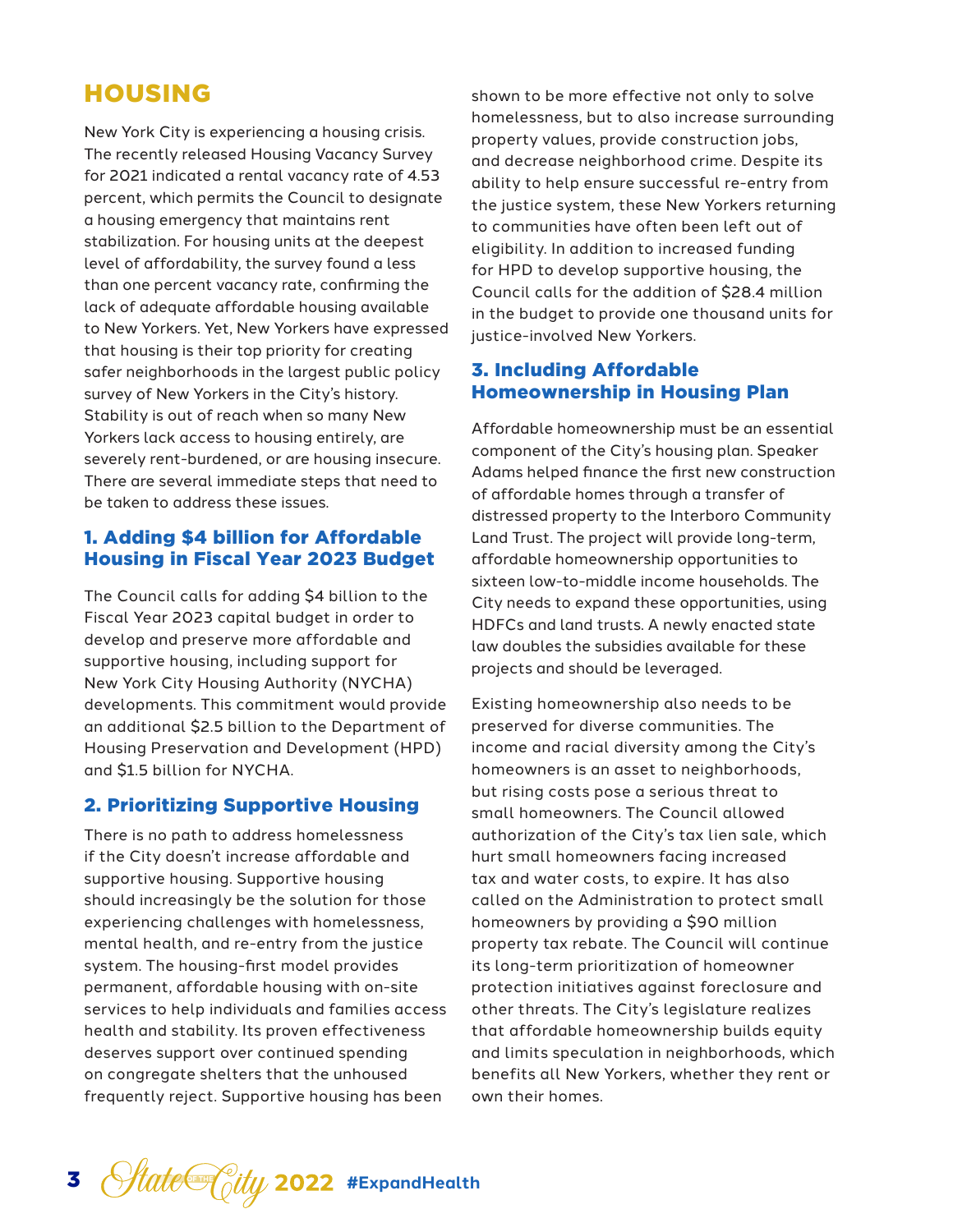# HOUSING

New York City is experiencing a housing crisis. The recently released Housing Vacancy Survey for 2021 indicated a rental vacancy rate of 4.53 percent, which permits the Council to designate a housing emergency that maintains rent stabilization. For housing units at the deepest level of affordability, the survey found a less than one percent vacancy rate, confirming the lack of adequate affordable housing available to New Yorkers. Yet, New Yorkers have expressed that housing is their top priority for creating safer neighborhoods in the largest public policy survey of New Yorkers in the City's history. Stability is out of reach when so many New Yorkers lack access to housing entirely, are severely rent-burdened, or are housing insecure. There are several immediate steps that need to be taken to address these issues.

## 1. Adding $4 billion for Affordable Housing in Fiscal Year 2023 Budget

The Council calls for adding $4 billion to the Fiscal Year 2023 capital budget in order to develop and preserve more affordable and supportive housing, including support for New York City Housing Authority (NYCHA) developments. This commitment would provide an additional $2.5 billion to the Department of Housing Preservation and Development (HPD) and $1.5 billion for NYCHA.

## 2. Prioritizing Supportive Housing

There is no path to address homelessness if the City doesn't increase affordable and supportive housing. Supportive housing should increasingly be the solution for those experiencing challenges with homelessness, mental health, and re-entry from the justice system. The housing-first model provides permanent, affordable housing with on-site services to help individuals and families access health and stability. Its proven effectiveness deserves support over continued spending on congregate shelters that the unhoused frequently reject. Supportive housing has been shown to be more effective not only to solve homelessness, but to also increase surrounding property values, provide construction jobs, and decrease neighborhood crime. Despite its ability to help ensure successful re-entry from the justice system, these New Yorkers returning to communities have often been left out of eligibility. In addition to increased funding for HPD to develop supportive housing, the Council calls for the addition of $28.4 million in the budget to provide one thousand units for justice-involved New Yorkers.

## 3. Including Affordable Homeownership in Housing Plan

Affordable homeownership must be an essential component of the City's housing plan. Speaker Adams helped finance the first new construction of affordable homes through a transfer of distressed property to the Interboro Community Land Trust. The project will provide long-term, affordable homeownership opportunities to sixteen low-to-middle income households. The City needs to expand these opportunities, using HDFCs and land trusts. A newly enacted state law doubles the subsidies available for these projects and should be leveraged.

Existing homeownership also needs to be preserved for diverse communities. The income and racial diversity among the City's homeowners is an asset to neighborhoods, but rising costs pose a serious threat to small homeowners. The Council allowed authorization of the City's tax lien sale, which hurt small homeowners facing increased tax and water costs, to expire. It has also called on the Administration to protect small homeowners by providing a $90 million property tax rebate. The Council will continue its long-term prioritization of homeowner protection initiatives against foreclosure and other threats. The City's legislature realizes that affordable homeownership builds equity and limits speculation in neighborhoods, which benefits all New Yorkers, whether they rent or own their homes.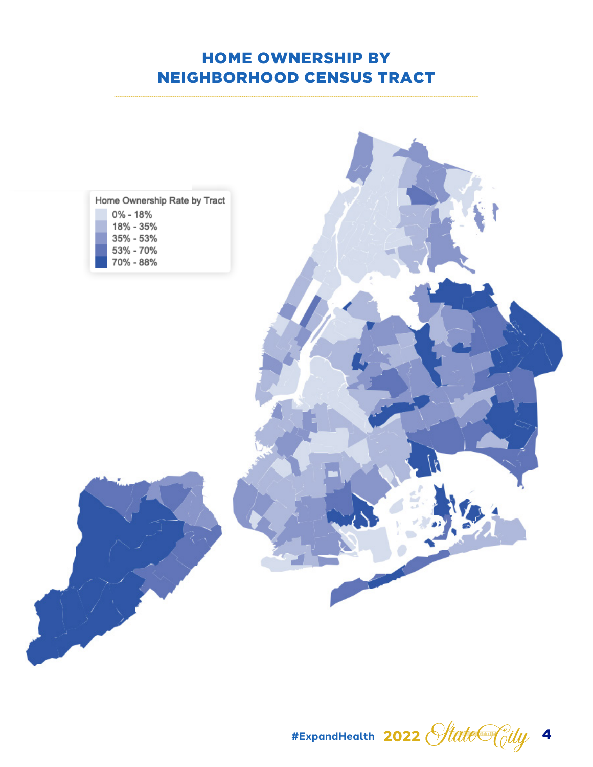# HOME OWNERSHIP BY NEIGHBORHOOD CENSUS TRACT

Home Ownership Rate by Tract

- 0% - 18%
- 18% - 35%
- 35% - 53%
- 53% - 70%
- 70% - 88%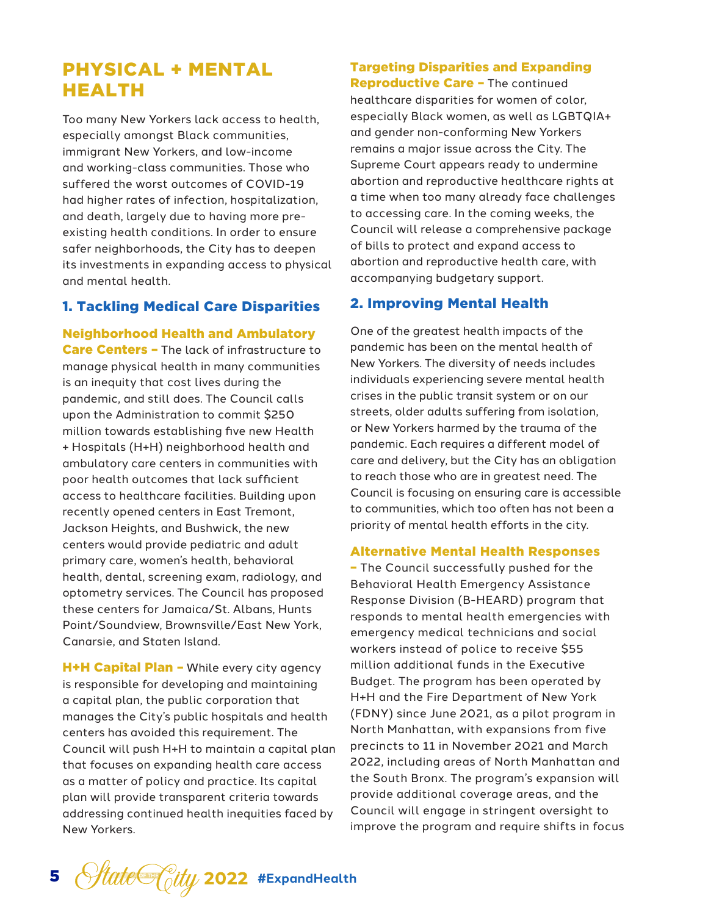# PHYSICAL + MENTAL HEALTH

Too many New Yorkers lack access to health, especially amongst Black communities, immigrant New Yorkers, and low-income and working-class communities. Those who suffered the worst outcomes of COVID-19 had higher rates of infection, hospitalization, and death, largely due to having more pre-existing health conditions. In order to ensure safer neighborhoods, the City has to deepen its investments in expanding access to physical and mental health.

## 1. Tackling Medical Care Disparities

**Neighborhood Health and Ambulatory Care Centers –** The lack of infrastructure to manage physical health in many communities is an inequity that cost lives during the pandemic, and still does. The Council calls upon the Administration to commit $250 million towards establishing five new Health + Hospitals (H+H) neighborhood health and ambulatory care centers in communities with poor health outcomes that lack sufficient access to healthcare facilities. Building upon recently opened centers in East Tremont, Jackson Heights, and Bushwick, the new centers would provide pediatric and adult primary care, women's health, behavioral health, dental, screening exam, radiology, and optometry services. The Council has proposed these centers for Jamaica/St. Albans, Hunts Point/Soundview, Brownsville/East New York, Canarsie, and Staten Island.

**H+H Capital Plan –** While every city agency is responsible for developing and maintaining a capital plan, the public corporation that manages the City's public hospitals and health centers has avoided this requirement. The Council will push H+H to maintain a capital plan that focuses on expanding health care access as a matter of policy and practice. Its capital plan will provide transparent criteria towards addressing continued health inequities faced by New Yorkers.

**Targeting Disparities and Expanding Reproductive Care –** The continued healthcare disparities for women of color, especially Black women, as well as LGBTQIA+ and gender non-conforming New Yorkers remains a major issue across the City. The Supreme Court appears ready to undermine abortion and reproductive healthcare rights at a time when too many already face challenges to accessing care. In the coming weeks, the Council will release a comprehensive package of bills to protect and expand access to abortion and reproductive health care, with accompanying budgetary support.

## 2. Improving Mental Health

One of the greatest health impacts of the pandemic has been on the mental health of New Yorkers. The diversity of needs includes individuals experiencing severe mental health crises in the public transit system or on our streets, older adults suffering from isolation, or New Yorkers harmed by the trauma of the pandemic. Each requires a different model of care and delivery, but the City has an obligation to reach those who are in greatest need. The Council is focusing on ensuring care is accessible to communities, which too often has not been a priority of mental health efforts in the city.

**Alternative Mental Health Responses –** The Council successfully pushed for the Behavioral Health Emergency Assistance Response Division (B-HEARD) program that responds to mental health emergencies with emergency medical technicians and social workers instead of police to receive $55 million additional funds in the Executive Budget. The program has been operated by H+H and the Fire Department of New York (FDNY) since June 2021, as a pilot program in North Manhattan, with expansions from five precincts to 11 in November 2021 and March 2022, including areas of North Manhattan and the South Bronx. The program's expansion will provide additional coverage areas, and the Council will engage in stringent oversight to improve the program and require shifts in focus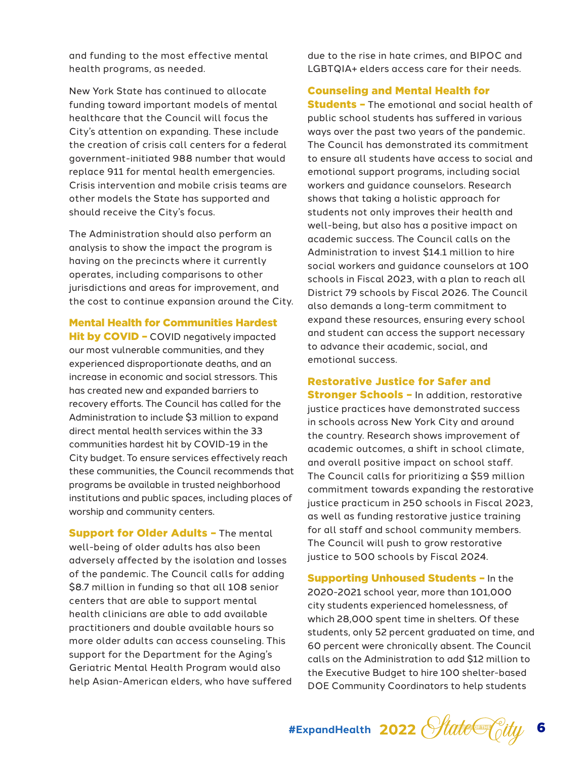and funding to the most effective mental health programs, as needed.

New York State has continued to allocate funding toward important models of mental healthcare that the Council will focus the City's attention on expanding. These include the creation of crisis call centers for a federal government-initiated 988 number that would replace 911 for mental health emergencies. Crisis intervention and mobile crisis teams are other models the State has supported and should receive the City's focus.

The Administration should also perform an analysis to show the impact the program is having on the precincts where it currently operates, including comparisons to other jurisdictions and areas for improvement, and the cost to continue expansion around the City.

**Mental Health for Communities Hardest Hit by COVID –** COVID negatively impacted our most vulnerable communities, and they experienced disproportionate deaths, and an increase in economic and social stressors. This has created new and expanded barriers to recovery efforts. The Council has called for the Administration to include $3 million to expand direct mental health services within the 33 communities hardest hit by COVID-19 in the City budget. To ensure services effectively reach these communities, the Council recommends that programs be available in trusted neighborhood institutions and public spaces, including places of worship and community centers.

**Support for Older Adults –** The mental well-being of older adults has also been adversely affected by the isolation and losses of the pandemic. The Council calls for adding $8.7 million in funding so that all 108 senior centers that are able to support mental health clinicians are able to add available practitioners and double available hours so more older adults can access counseling. This support for the Department for the Aging's Geriatric Mental Health Program would also help Asian-American elders, who have suffered due to the rise in hate crimes, and BIPOC and LGBTQIA+ elders access care for their needs.

**Counseling and Mental Health for Students –** The emotional and social health of public school students has suffered in various ways over the past two years of the pandemic. The Council has demonstrated its commitment to ensure all students have access to social and emotional support programs, including social workers and guidance counselors. Research shows that taking a holistic approach for students not only improves their health and well-being, but also has a positive impact on academic success. The Council calls on the Administration to invest $14.1 million to hire social workers and guidance counselors at 100 schools in Fiscal 2023, with a plan to reach all District 79 schools by Fiscal 2026. The Council also demands a long-term commitment to expand these resources, ensuring every school and student can access the support necessary to advance their academic, social, and emotional success.

**Restorative Justice for Safer and Stronger Schools –** In addition, restorative justice practices have demonstrated success in schools across New York City and around the country. Research shows improvement of academic outcomes, a shift in school climate, and overall positive impact on school staff. The Council calls for prioritizing a $59 million commitment towards expanding the restorative justice practicum in 250 schools in Fiscal 2023, as well as funding restorative justice training for all staff and school community members. The Council will push to grow restorative justice to 500 schools by Fiscal 2024.

**Supporting Unhoused Students –** In the 2020-2021 school year, more than 101,000 city students experienced homelessness, of which 28,000 spent time in shelters. Of these students, only 52 percent graduated on time, and 60 percent were chronically absent. The Council calls on the Administration to add $12 million to the Executive Budget to hire 100 shelter-based DOE Community Coordinators to help students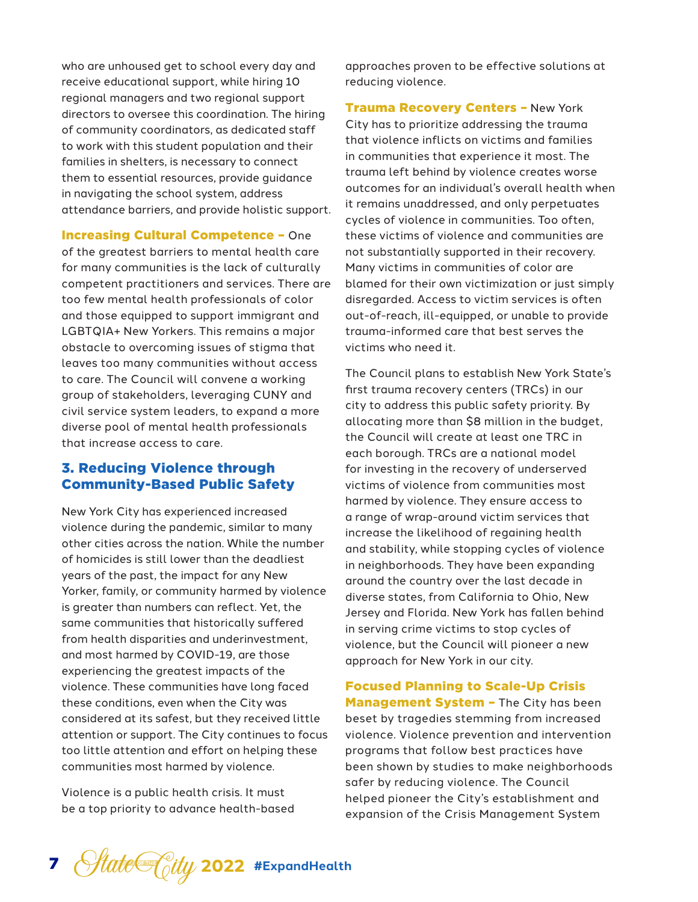who are unhoused get to school every day and receive educational support, while hiring 10 regional managers and two regional support directors to oversee this coordination. The hiring of community coordinators, as dedicated staff to work with this student population and their families in shelters, is necessary to connect them to essential resources, provide guidance in navigating the school system, address attendance barriers, and provide holistic support.

**Increasing Cultural Competence –** One of the greatest barriers to mental health care for many communities is the lack of culturally competent practitioners and services. There are too few mental health professionals of color and those equipped to support immigrant and LGBTQIA+ New Yorkers. This remains a major obstacle to overcoming issues of stigma that leaves too many communities without access to care. The Council will convene a working group of stakeholders, leveraging CUNY and civil service system leaders, to expand a more diverse pool of mental health professionals that increase access to care.

### 3. Reducing Violence through Community-Based Public Safety

New York City has experienced increased violence during the pandemic, similar to many other cities across the nation. While the number of homicides is still lower than the deadliest years of the past, the impact for any New Yorker, family, or community harmed by violence is greater than numbers can reflect. Yet, the same communities that historically suffered from health disparities and underinvestment, and most harmed by COVID-19, are those experiencing the greatest impacts of the violence. These communities have long faced these conditions, even when the City was considered at its safest, but they received little attention or support. The City continues to focus too little attention and effort on helping these communities most harmed by violence.

Violence is a public health crisis. It must be a top priority to advance health-based approaches proven to be effective solutions at reducing violence.

**Trauma Recovery Centers –** New York City has to prioritize addressing the trauma that violence inflicts on victims and families in communities that experience it most. The trauma left behind by violence creates worse outcomes for an individual's overall health when it remains unaddressed, and only perpetuates cycles of violence in communities. Too often, these victims of violence and communities are not substantially supported in their recovery. Many victims in communities of color are blamed for their own victimization or just simply disregarded. Access to victim services is often out-of-reach, ill-equipped, or unable to provide trauma-informed care that best serves the victims who need it.

The Council plans to establish New York State's first trauma recovery centers (TRCs) in our city to address this public safety priority. By allocating more than $8 million in the budget, the Council will create at least one TRC in each borough. TRCs are a national model for investing in the recovery of underserved victims of violence from communities most harmed by violence. They ensure access to a range of wrap-around victim services that increase the likelihood of regaining health and stability, while stopping cycles of violence in neighborhoods. They have been expanding around the country over the last decade in diverse states, from California to Ohio, New Jersey and Florida. New York has fallen behind in serving crime victims to stop cycles of violence, but the Council will pioneer a new approach for New York in our city.

**Focused Planning to Scale-Up Crisis Management System –** The City has been beset by tragedies stemming from increased violence. Violence prevention and intervention programs that follow best practices have been shown by studies to make neighborhoods safer by reducing violence. The Council helped pioneer the City's establishment and expansion of the Crisis Management System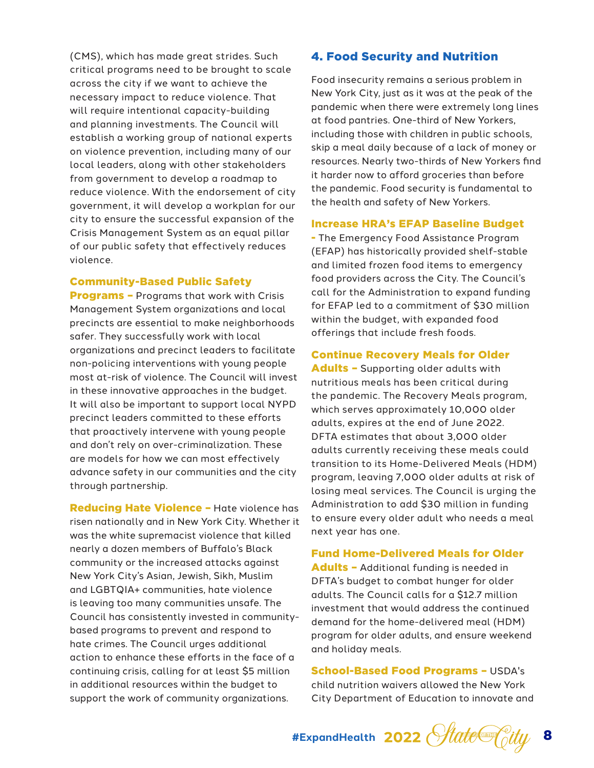(CMS), which has made great strides. Such critical programs need to be brought to scale across the city if we want to achieve the necessary impact to reduce violence. That will require intentional capacity-building and planning investments. The Council will establish a working group of national experts on violence prevention, including many of our local leaders, along with other stakeholders from government to develop a roadmap to reduce violence. With the endorsement of city government, it will develop a workplan for our city to ensure the successful expansion of the Crisis Management System as an equal pillar of our public safety that effectively reduces violence.

**Community-Based Public Safety Programs –** Programs that work with Crisis Management System organizations and local precincts are essential to make neighborhoods safer. They successfully work with local organizations and precinct leaders to facilitate non-policing interventions with young people most at-risk of violence. The Council will invest in these innovative approaches in the budget. It will also be important to support local NYPD precinct leaders committed to these efforts that proactively intervene with young people and don't rely on over-criminalization. These are models for how we can most effectively advance safety in our communities and the city through partnership.

**Reducing Hate Violence –** Hate violence has risen nationally and in New York City. Whether it was the white supremacist violence that killed nearly a dozen members of Buffalo's Black community or the increased attacks against New York City's Asian, Jewish, Sikh, Muslim and LGBTQIA+ communities, hate violence is leaving too many communities unsafe. The Council has consistently invested in community-based programs to prevent and respond to hate crimes. The Council urges additional action to enhance these efforts in the face of a continuing crisis, calling for at least $5 million in additional resources within the budget to support the work of community organizations.

## 4. Food Security and Nutrition

Food insecurity remains a serious problem in New York City, just as it was at the peak of the pandemic when there were extremely long lines at food pantries. One-third of New Yorkers, including those with children in public schools, skip a meal daily because of a lack of money or resources. Nearly two-thirds of New Yorkers find it harder now to afford groceries than before the pandemic. Food security is fundamental to the health and safety of New Yorkers.

**Increase HRA's EFAP Baseline Budget -** The Emergency Food Assistance Program (EFAP) has historically provided shelf-stable and limited frozen food items to emergency food providers across the City. The Council's call for the Administration to expand funding for EFAP led to a commitment of $30 million within the budget, with expanded food offerings that include fresh foods.

**Continue Recovery Meals for Older Adults –** Supporting older adults with nutritious meals has been critical during the pandemic. The Recovery Meals program, which serves approximately 10,000 older adults, expires at the end of June 2022. DFTA estimates that about 3,000 older adults currently receiving these meals could transition to its Home-Delivered Meals (HDM) program, leaving 7,000 older adults at risk of losing meal services. The Council is urging the Administration to add $30 million in funding to ensure every older adult who needs a meal next year has one.

**Fund Home-Delivered Meals for Older Adults –** Additional funding is needed in DFTA's budget to combat hunger for older adults. The Council calls for a $12.7 million investment that would address the continued demand for the home-delivered meal (HDM) program for older adults, and ensure weekend and holiday meals.

**School-Based Food Programs –** USDA's child nutrition waivers allowed the New York City Department of Education to innovate and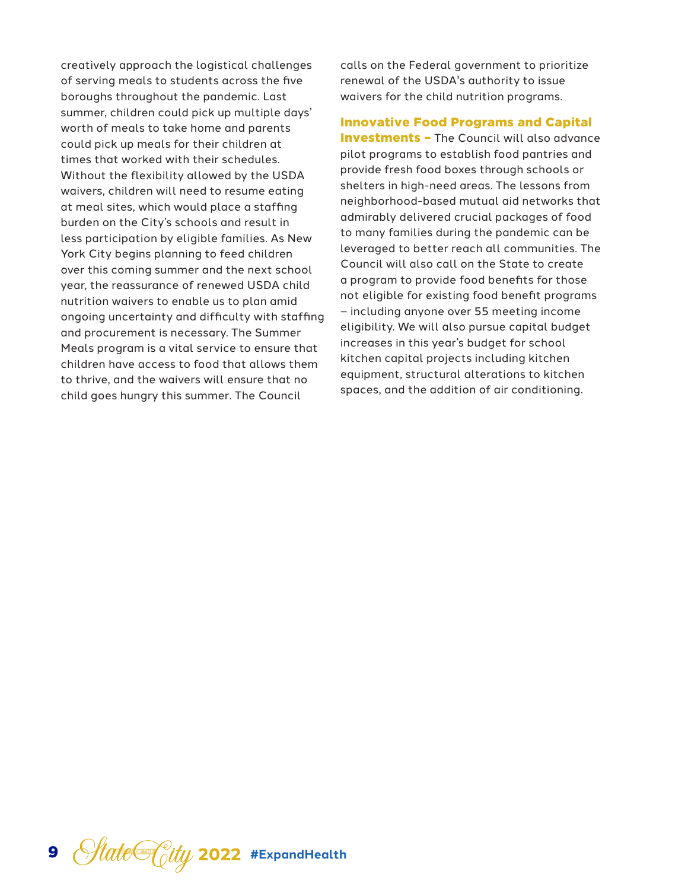creatively approach the logistical challenges of serving meals to students across the five boroughs throughout the pandemic. Last summer, children could pick up multiple days' worth of meals to take home and parents could pick up meals for their children at times that worked with their schedules. Without the flexibility allowed by the USDA waivers, children will need to resume eating at meal sites, which would place a staffing burden on the City's schools and result in less participation by eligible families. As New York City begins planning to feed children over this coming summer and the next school year, the reassurance of renewed USDA child nutrition waivers to enable us to plan amid ongoing uncertainty and difficulty with staffing and procurement is necessary. The Summer Meals program is a vital service to ensure that children have access to food that allows them to thrive, and the waivers will ensure that no child goes hungry this summer. The Council calls on the Federal government to prioritize renewal of the USDA's authority to issue waivers for the child nutrition programs.

**Innovative Food Programs and Capital Investments –** The Council will also advance pilot programs to establish food pantries and provide fresh food boxes through schools or shelters in high-need areas. The lessons from neighborhood-based mutual aid networks that admirably delivered crucial packages of food to many families during the pandemic can be leveraged to better reach all communities. The Council will also call on the State to create a program to provide food benefits for those not eligible for existing food benefit programs – including anyone over 55 meeting income eligibility. We will also pursue capital budget increases in this year's budget for school kitchen capital projects including kitchen equipment, structural alterations to kitchen spaces, and the addition of air conditioning.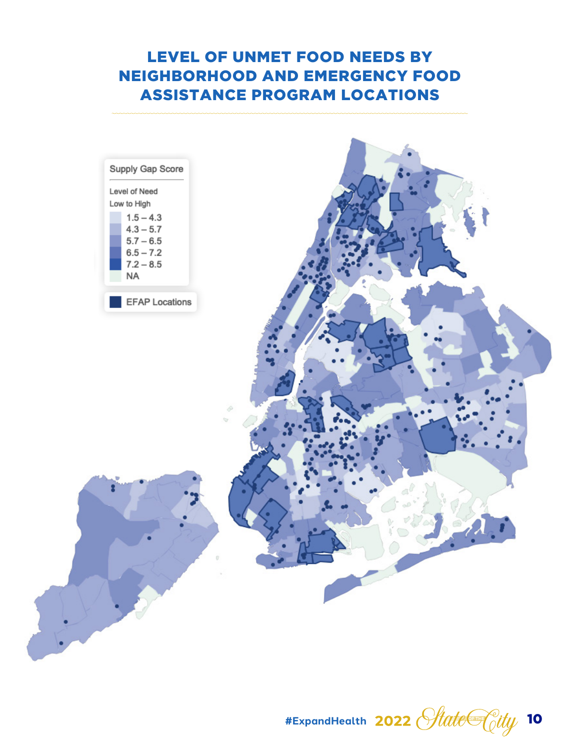# LEVEL OF UNMET FOOD NEEDS BY NEIGHBORHOOD AND EMERGENCY FOOD ASSISTANCE PROGRAM LOCATIONS

Supply Gap Score

Level of Need
Low to High

- 1.5 – 4.3
- 4.3 – 5.7
- 5.7 – 6.5
- 6.5 – 7.2
- 7.2 – 8.5
- NA

EFAP Locations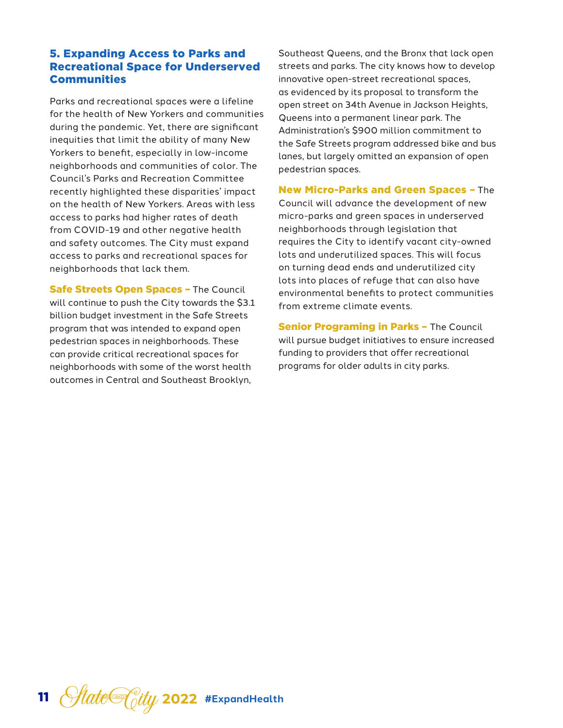## 5. Expanding Access to Parks and Recreational Space for Underserved Communities

Parks and recreational spaces were a lifeline for the health of New Yorkers and communities during the pandemic. Yet, there are significant inequities that limit the ability of many New Yorkers to benefit, especially in low-income neighborhoods and communities of color. The Council's Parks and Recreation Committee recently highlighted these disparities' impact on the health of New Yorkers. Areas with less access to parks had higher rates of death from COVID-19 and other negative health and safety outcomes. The City must expand access to parks and recreational spaces for neighborhoods that lack them.

**Safe Streets Open Spaces –** The Council will continue to push the City towards the $3.1 billion budget investment in the Safe Streets program that was intended to expand open pedestrian spaces in neighborhoods. These can provide critical recreational spaces for neighborhoods with some of the worst health outcomes in Central and Southeast Brooklyn, Southeast Queens, and the Bronx that lack open streets and parks. The city knows how to develop innovative open-street recreational spaces, as evidenced by its proposal to transform the open street on 34th Avenue in Jackson Heights, Queens into a permanent linear park. The Administration's $900 million commitment to the Safe Streets program addressed bike and bus lanes, but largely omitted an expansion of open pedestrian spaces.

**New Micro-Parks and Green Spaces –** The Council will advance the development of new micro-parks and green spaces in underserved neighborhoods through legislation that requires the City to identify vacant city-owned lots and underutilized spaces. This will focus on turning dead ends and underutilized city lots into places of refuge that can also have environmental benefits to protect communities from extreme climate events.

**Senior Programing in Parks –** The Council will pursue budget initiatives to ensure increased funding to providers that offer recreational programs for older adults in city parks.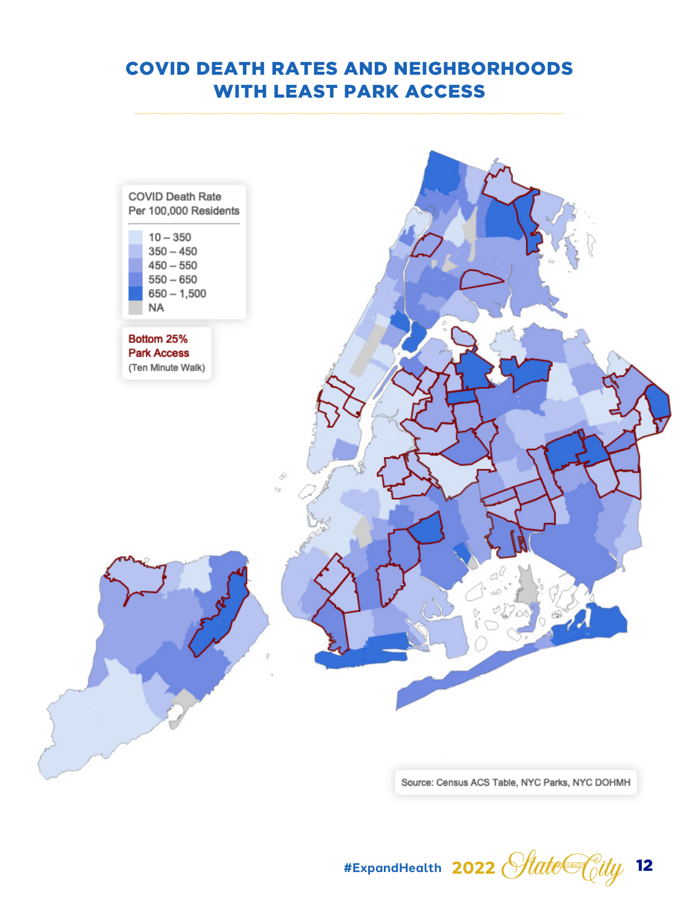# COVID DEATH RATES AND NEIGHBORHOODS WITH LEAST PARK ACCESS

COVID Death Rate Per 100,000 Residents

- 10 – 350
- 350 – 450
- 450 – 550
- 550 – 650
- 650 – 1,500
- NA

Bottom 25% Park Access (Ten Minute Walk)

Source: Census ACS Table, NYC Parks, NYC DOHMH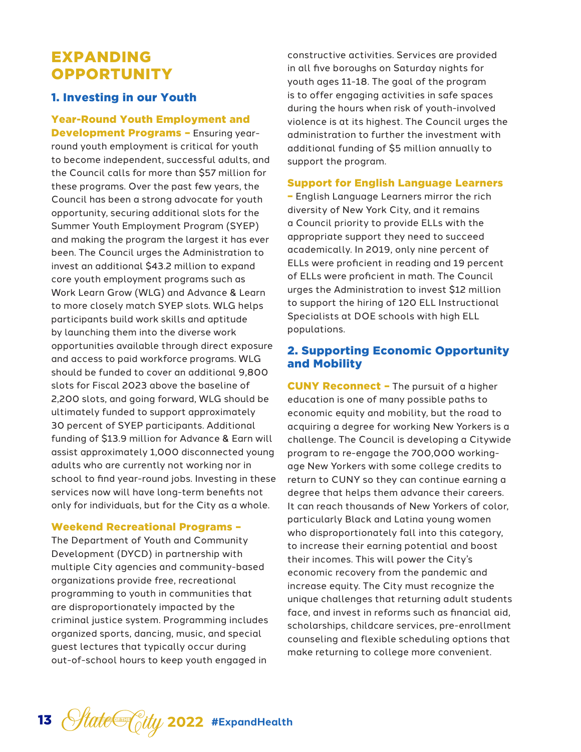# EXPANDING OPPORTUNITY

## 1. Investing in our Youth

**Year-Round Youth Employment and Development Programs –** Ensuring year-round youth employment is critical for youth to become independent, successful adults, and the Council calls for more than $57 million for these programs. Over the past few years, the Council has been a strong advocate for youth opportunity, securing additional slots for the Summer Youth Employment Program (SYEP) and making the program the largest it has ever been. The Council urges the Administration to invest an additional $43.2 million to expand core youth employment programs such as Work Learn Grow (WLG) and Advance & Learn to more closely match SYEP slots. WLG helps participants build work skills and aptitude by launching them into the diverse work opportunities available through direct exposure and access to paid workforce programs. WLG should be funded to cover an additional 9,800 slots for Fiscal 2023 above the baseline of 2,200 slots, and going forward, WLG should be ultimately funded to support approximately 30 percent of SYEP participants. Additional funding of $13.9 million for Advance & Earn will assist approximately 1,000 disconnected young adults who are currently not working nor in school to find year-round jobs. Investing in these services now will have long-term benefits not only for individuals, but for the City as a whole.

**Weekend Recreational Programs –** The Department of Youth and Community Development (DYCD) in partnership with multiple City agencies and community-based organizations provide free, recreational programming to youth in communities that are disproportionately impacted by the criminal justice system. Programming includes organized sports, dancing, music, and special guest lectures that typically occur during out-of-school hours to keep youth engaged in constructive activities. Services are provided in all five boroughs on Saturday nights for youth ages 11-18. The goal of the program is to offer engaging activities in safe spaces during the hours when risk of youth-involved violence is at its highest. The Council urges the administration to further the investment with additional funding of $5 million annually to support the program.

**Support for English Language Learners –** English Language Learners mirror the rich diversity of New York City, and it remains a Council priority to provide ELLs with the appropriate support they need to succeed academically. In 2019, only nine percent of ELLs were proficient in reading and 19 percent of ELLs were proficient in math. The Council urges the Administration to invest $12 million to support the hiring of 120 ELL Instructional Specialists at DOE schools with high ELL populations.

## 2. Supporting Economic Opportunity and Mobility

**CUNY Reconnect –** The pursuit of a higher education is one of many possible paths to economic equity and mobility, but the road to acquiring a degree for working New Yorkers is a challenge. The Council is developing a Citywide program to re-engage the 700,000 working-age New Yorkers with some college credits to return to CUNY so they can continue earning a degree that helps them advance their careers. It can reach thousands of New Yorkers of color, particularly Black and Latina young women who disproportionately fall into this category, to increase their earning potential and boost their incomes. This will power the City's economic recovery from the pandemic and increase equity. The City must recognize the unique challenges that returning adult students face, and invest in reforms such as financial aid, scholarships, childcare services, pre-enrollment counseling and flexible scheduling options that make returning to college more convenient.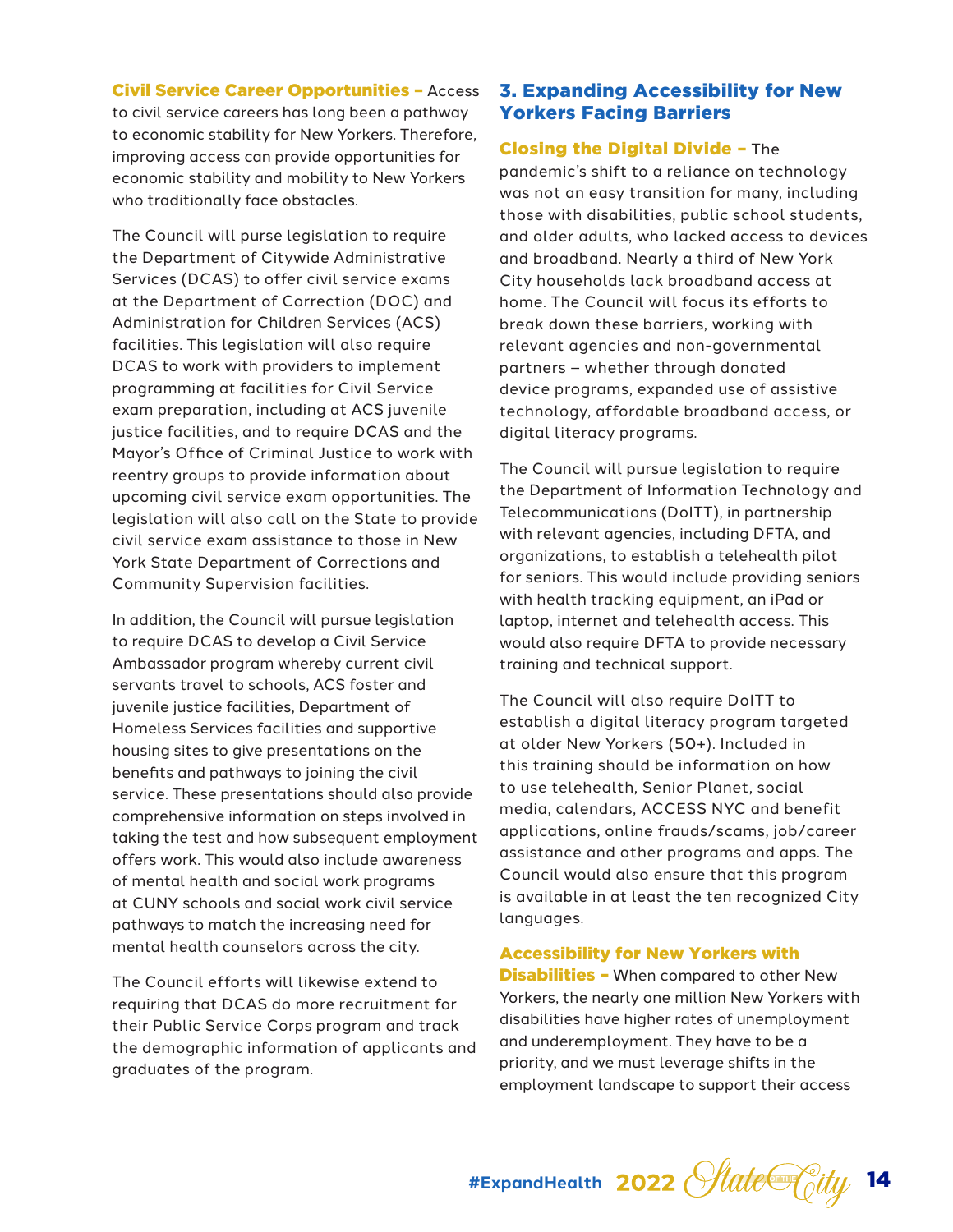**Civil Service Career Opportunities –** Access to civil service careers has long been a pathway to economic stability for New Yorkers. Therefore, improving access can provide opportunities for economic stability and mobility to New Yorkers who traditionally face obstacles.

The Council will purse legislation to require the Department of Citywide Administrative Services (DCAS) to offer civil service exams at the Department of Correction (DOC) and Administration for Children Services (ACS) facilities. This legislation will also require DCAS to work with providers to implement programming at facilities for Civil Service exam preparation, including at ACS juvenile justice facilities, and to require DCAS and the Mayor's Office of Criminal Justice to work with reentry groups to provide information about upcoming civil service exam opportunities. The legislation will also call on the State to provide civil service exam assistance to those in New York State Department of Corrections and Community Supervision facilities.

In addition, the Council will pursue legislation to require DCAS to develop a Civil Service Ambassador program whereby current civil servants travel to schools, ACS foster and juvenile justice facilities, Department of Homeless Services facilities and supportive housing sites to give presentations on the benefits and pathways to joining the civil service. These presentations should also provide comprehensive information on steps involved in taking the test and how subsequent employment offers work. This would also include awareness of mental health and social work programs at CUNY schools and social work civil service pathways to match the increasing need for mental health counselors across the city.

The Council efforts will likewise extend to requiring that DCAS do more recruitment for their Public Service Corps program and track the demographic information of applicants and graduates of the program.

## 3. Expanding Accessibility for New Yorkers Facing Barriers

**Closing the Digital Divide –** The pandemic's shift to a reliance on technology was not an easy transition for many, including those with disabilities, public school students, and older adults, who lacked access to devices and broadband. Nearly a third of New York City households lack broadband access at home. The Council will focus its efforts to break down these barriers, working with relevant agencies and non-governmental partners – whether through donated device programs, expanded use of assistive technology, affordable broadband access, or digital literacy programs.

The Council will pursue legislation to require the Department of Information Technology and Telecommunications (DoITT), in partnership with relevant agencies, including DFTA, and organizations, to establish a telehealth pilot for seniors. This would include providing seniors with health tracking equipment, an iPad or laptop, internet and telehealth access. This would also require DFTA to provide necessary training and technical support.

The Council will also require DoITT to establish a digital literacy program targeted at older New Yorkers (50+). Included in this training should be information on how to use telehealth, Senior Planet, social media, calendars, ACCESS NYC and benefit applications, online frauds/scams, job/career assistance and other programs and apps. The Council would also ensure that this program is available in at least the ten recognized City languages.

**Accessibility for New Yorkers with Disabilities –** When compared to other New Yorkers, the nearly one million New Yorkers with disabilities have higher rates of unemployment and underemployment. They have to be a priority, and we must leverage shifts in the employment landscape to support their access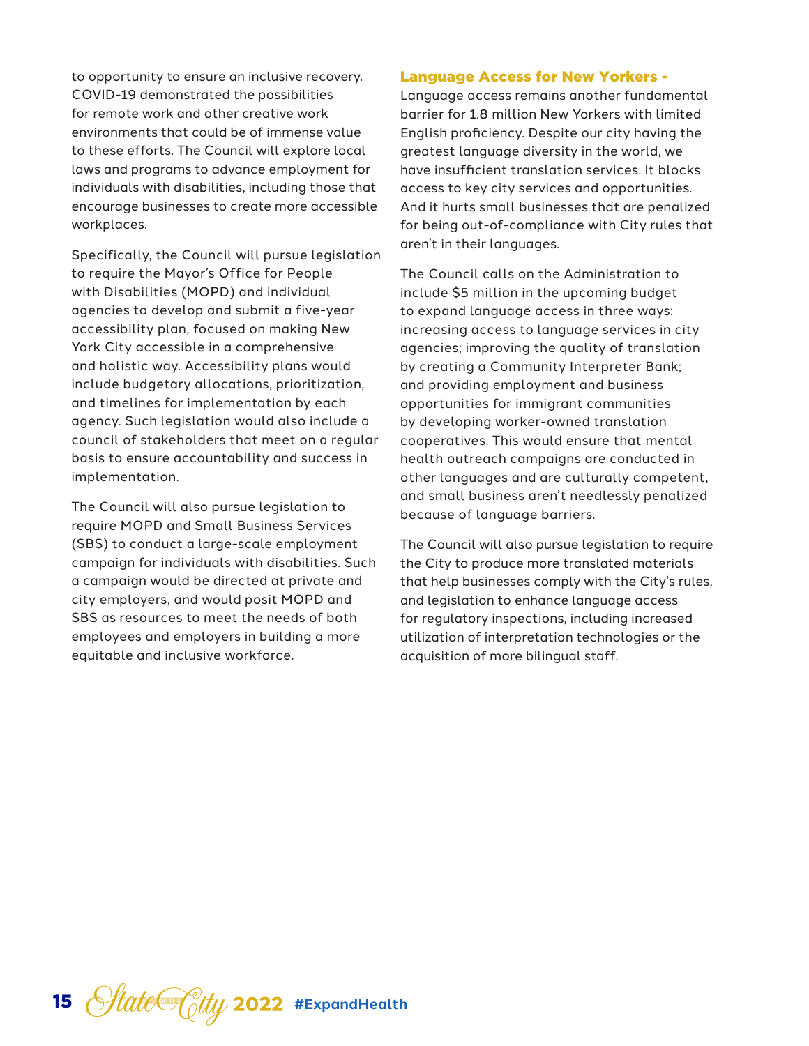to opportunity to ensure an inclusive recovery. COVID-19 demonstrated the possibilities for remote work and other creative work environments that could be of immense value to these efforts. The Council will explore local laws and programs to advance employment for individuals with disabilities, including those that encourage businesses to create more accessible workplaces.

Specifically, the Council will pursue legislation to require the Mayor's Office for People with Disabilities (MOPD) and individual agencies to develop and submit a five-year accessibility plan, focused on making New York City accessible in a comprehensive and holistic way. Accessibility plans would include budgetary allocations, prioritization, and timelines for implementation by each agency. Such legislation would also include a council of stakeholders that meet on a regular basis to ensure accountability and success in implementation.

The Council will also pursue legislation to require MOPD and Small Business Services (SBS) to conduct a large-scale employment campaign for individuals with disabilities. Such a campaign would be directed at private and city employers, and would posit MOPD and SBS as resources to meet the needs of both employees and employers in building a more equitable and inclusive workforce.

### Language Access for New Yorkers -

Language access remains another fundamental barrier for 1.8 million New Yorkers with limited English proficiency. Despite our city having the greatest language diversity in the world, we have insufficient translation services. It blocks access to key city services and opportunities. And it hurts small businesses that are penalized for being out-of-compliance with City rules that aren't in their languages.

The Council calls on the Administration to include $5 million in the upcoming budget to expand language access in three ways: increasing access to language services in city agencies; improving the quality of translation by creating a Community Interpreter Bank; and providing employment and business opportunities for immigrant communities by developing worker-owned translation cooperatives. This would ensure that mental health outreach campaigns are conducted in other languages and are culturally competent, and small business aren't needlessly penalized because of language barriers.

The Council will also pursue legislation to require the City to produce more translated materials that help businesses comply with the City's rules, and legislation to enhance language access for regulatory inspections, including increased utilization of interpretation technologies or the acquisition of more bilingual staff.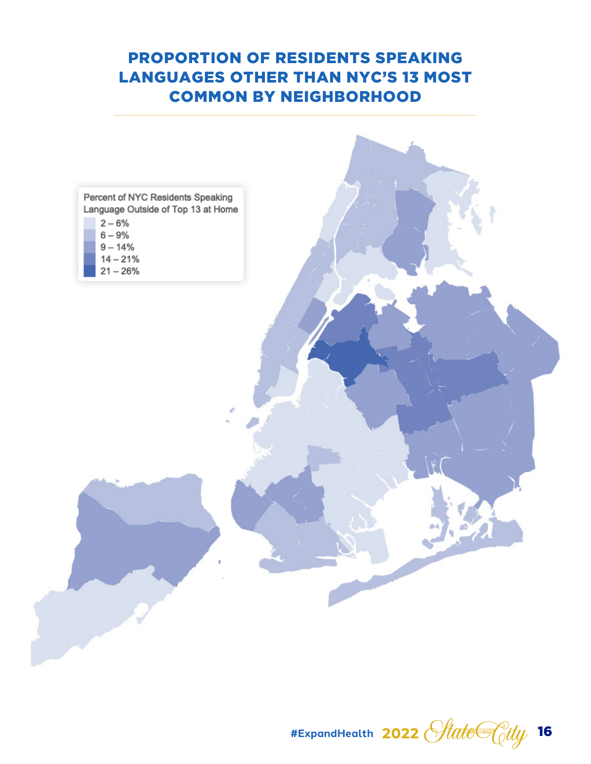## PROPORTION OF RESIDENTS SPEAKING LANGUAGES OTHER THAN NYC'S 13 MOST COMMON BY NEIGHBORHOOD

Percent of NYC Residents Speaking Language Outside of Top 13 at Home

2 – 6%

6 – 9%

9 – 14%

14 – 21%

21 – 26%